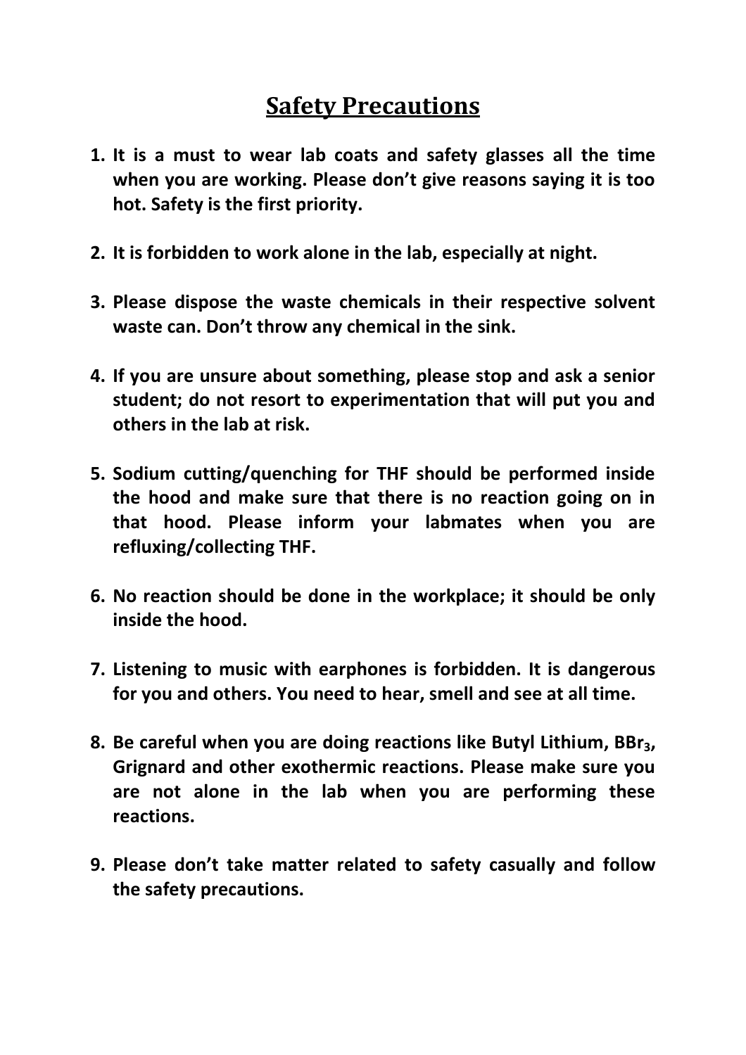# Safety Precautions

1. **It is a must to wear lab coats and safety glasses all the time when you are working. Please don't give reasons saying it is too hot. Safety is the first priority.**

2. **It is forbidden to work alone in the lab, especially at night.**

3. **Please dispose the waste chemicals in their respective solvent waste can. Don't throw any chemical in the sink.**

4. **If you are unsure about something, please stop and ask a senior student; do not resort to experimentation that will put you and others in the lab at risk.**

5. **Sodium cutting/quenching for THF should be performed inside the hood and make sure that there is no reaction going on in that hood. Please inform your labmates when you are refluxing/collecting THF.**

6. **No reaction should be done in the workplace; it should be only inside the hood.**

7. **Listening to music with earphones is forbidden. It is dangerous for you and others. You need to hear, smell and see at all time.**

8. **Be careful when you are doing reactions like Butyl Lithium, $BBr_3$, Grignard and other exothermic reactions. Please make sure you are not alone in the lab when you are performing these reactions.**

9. **Please don't take matter related to safety casually and follow the safety precautions.**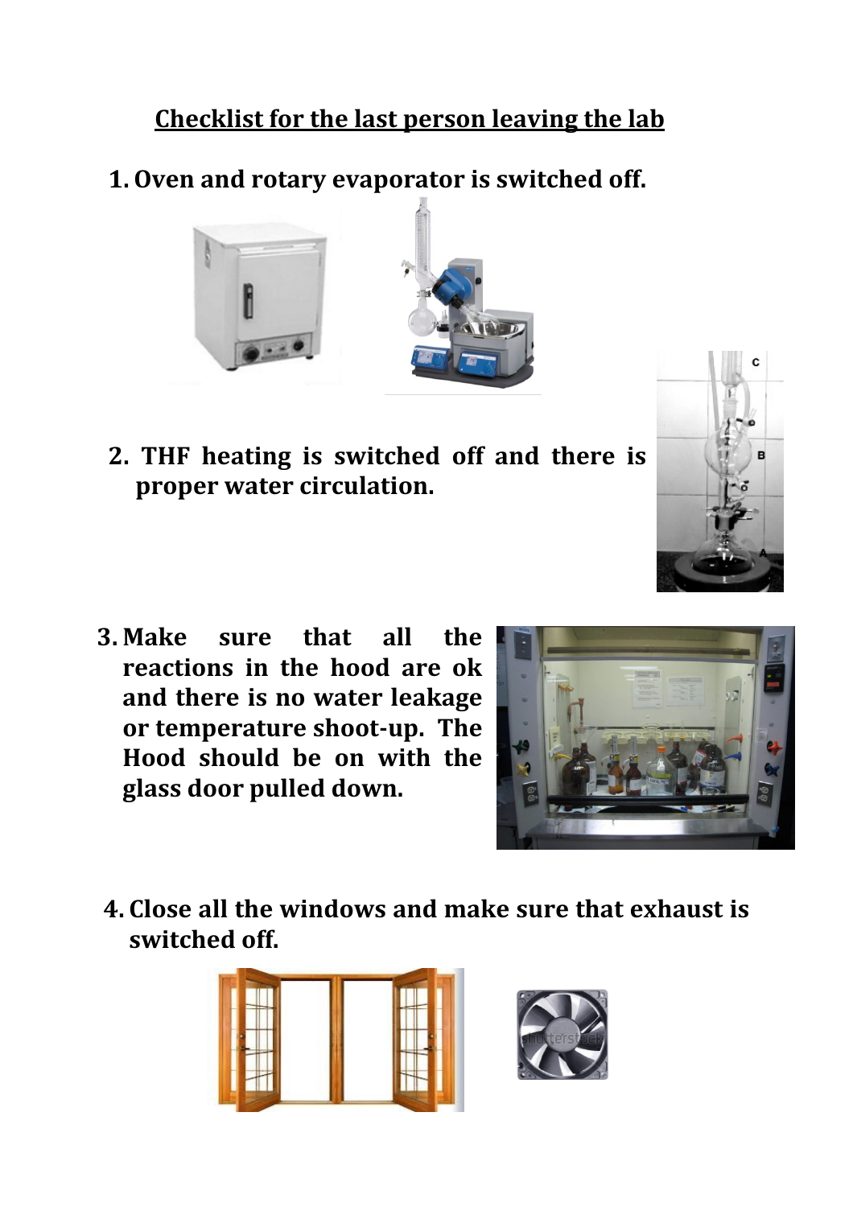**Checklist for the last person leaving the lab**

1. **Oven and rotary evaporator is switched off.**

2. **THF heating is switched off and there is proper water circulation.**

3. **Make sure that all the reactions in the hood are ok and there is no water leakage or temperature shoot-up. The Hood should be on with the glass door pulled down.**

4. **Close all the windows and make sure that exhaust is switched off.**